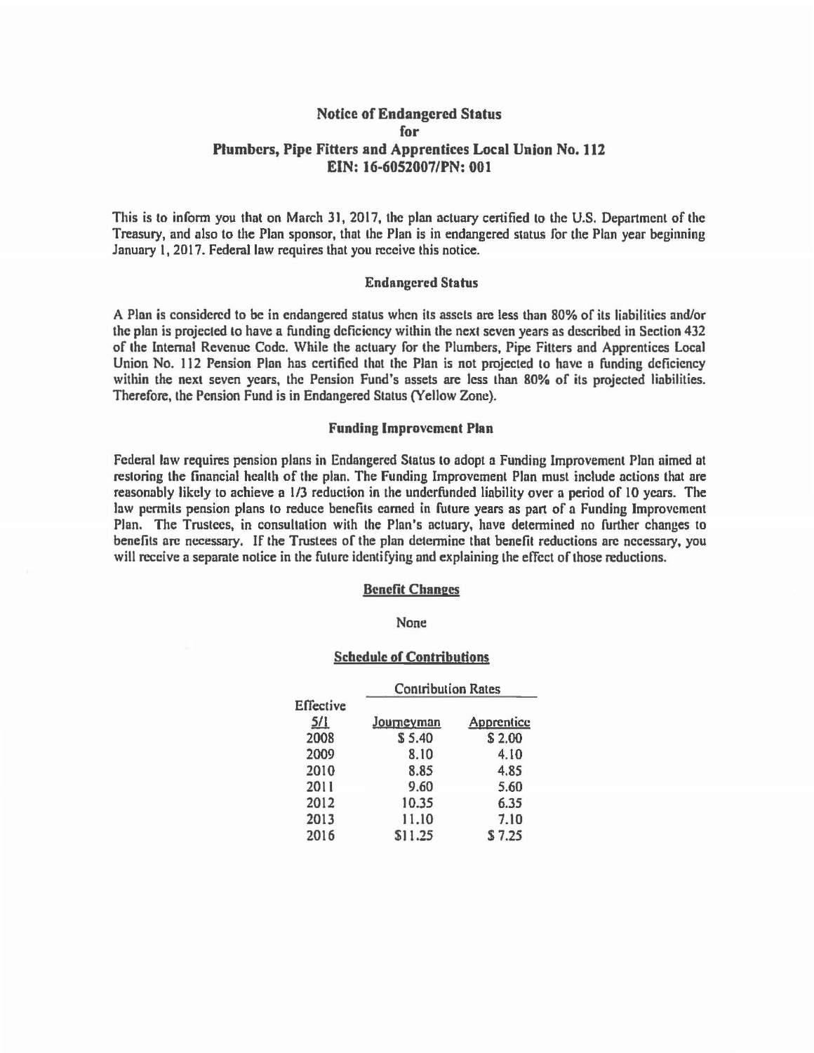# Notice of Endangered Status
# for
# Plumbers, Pipe Fitters and Apprentices Local Union No. 112
# EIN: 16-6052007/PN: 001

This is to inform you that on March 31, 2017, the plan actuary certified to the U.S. Department of the Treasury, and also to the Plan sponsor, that the Plan is in endangered status for the Plan year beginning January 1, 2017. Federal law requires that you receive this notice.

## Endangered Status

A Plan is considered to be in endangered status when its assets are less than 80% of its liabilities and/or the plan is projected to have a funding deficiency within the next seven years as described in Section 432 of the Internal Revenue Code. While the actuary for the Plumbers, Pipe Fitters and Apprentices Local Union No. 112 Pension Plan has certified that the Plan is not projected to have a funding deficiency within the next seven years, the Pension Fund's assets are less than 80% of its projected liabilities. Therefore, the Pension Fund is in Endangered Status (Yellow Zone).

## Funding Improvement Plan

Federal law requires pension plans in Endangered Status to adopt a Funding Improvement Plan aimed at restoring the financial health of the plan. The Funding Improvement Plan must include actions that are reasonably likely to achieve a 1/3 reduction in the underfunded liability over a period of 10 years. The law permits pension plans to reduce benefits earned in future years as part of a Funding Improvement Plan. The Trustees, in consultation with the Plan's actuary, have determined no further changes to benefits are necessary. If the Trustees of the plan determine that benefit reductions are necessary, you will receive a separate notice in the future identifying and explaining the effect of those reductions.

## Benefit Changes

None

## Schedule of Contributions

| | Contribution Rates | |
|---|---|---|
| Effective 5/1 | Journeyman | Apprentice |
| 2008 | $ 5.40 | $ 2.00 |
| 2009 | 8.10 | 4.10 |
| 2010 | 8.85 | 4.85 |
| 2011 | 9.60 | 5.60 |
| 2012 | 10.35 | 6.35 |
| 2013 | 11.10 | 7.10 |
| 2016 | $11.25 | $ 7.25 |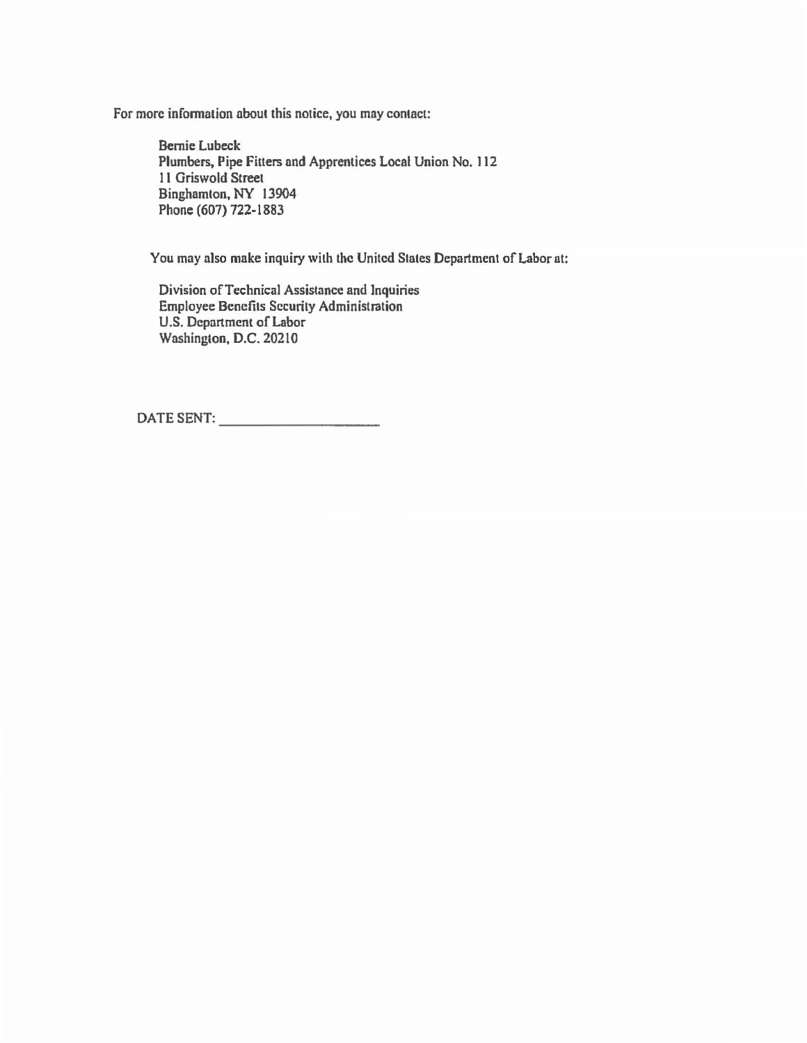For more information about this notice, you may contact:

Bernie Lubeck
Plumbers, Pipe Fitters and Apprentices Local Union No. 112
11 Griswold Street
Binghamton, NY 13904
Phone (607) 722-1883

You may also make inquiry with the United States Department of Labor at:

Division of Technical Assistance and Inquiries
Employee Benefits Security Administration
U.S. Department of Labor
Washington, D.C. 20210

DATE SENT: ____________________